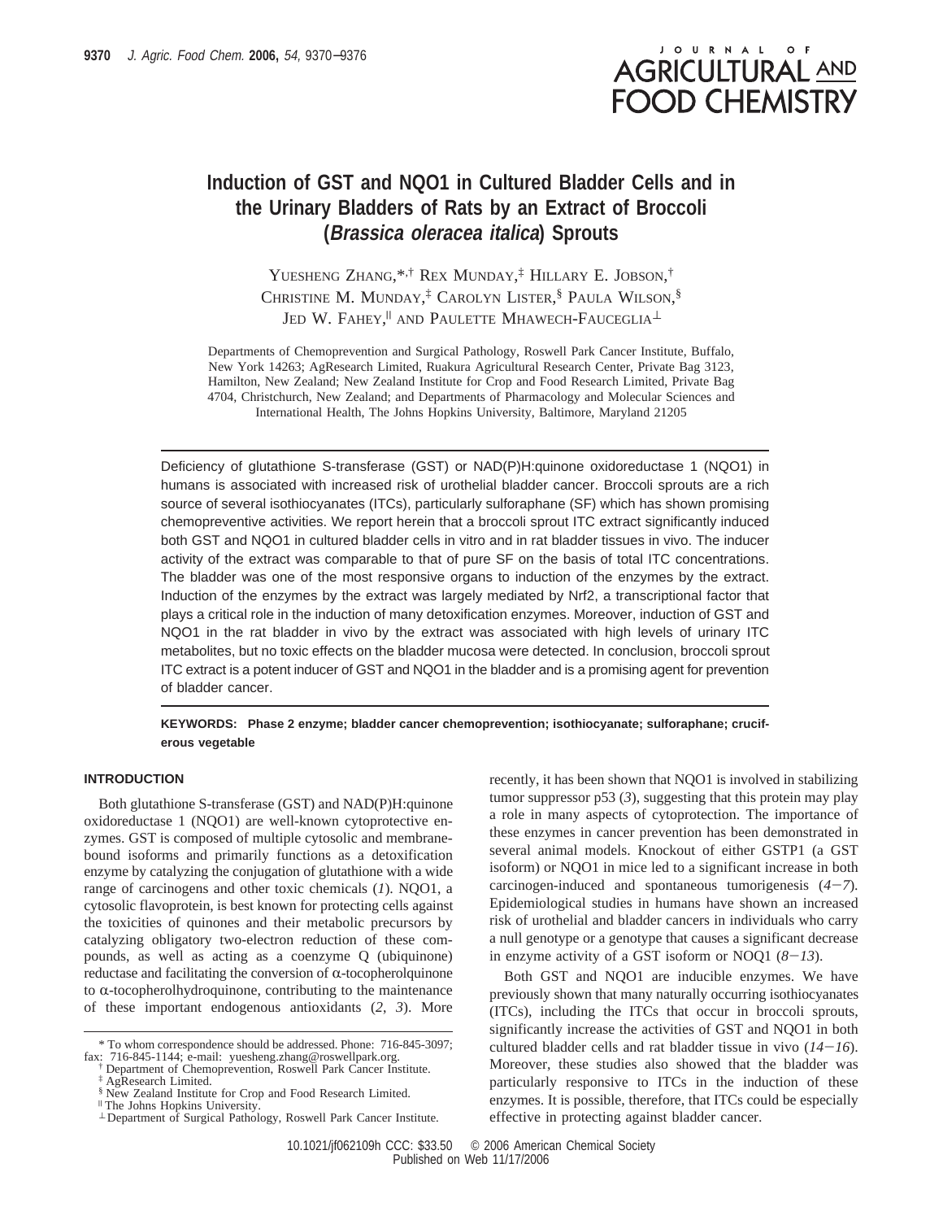# Induction of GST and NQO1 in Cultured Bladder Cells and in the Urinary Bladders of Rats by an Extract of Broccoli (*Brassica oleracea italica*) Sprouts

Yuesheng Zhang,*,† Rex Munday,‡ Hillary E. Jobson,† Christine M. Munday,‡ Carolyn Lister,§ Paula Wilson,§ Jed W. Fahey,‖ and Paulette Mhawech-Fauceglia⊥

Departments of Chemoprevention and Surgical Pathology, Roswell Park Cancer Institute, Buffalo, New York 14263; AgResearch Limited, Ruakura Agricultural Research Center, Private Bag 3123, Hamilton, New Zealand; New Zealand Institute for Crop and Food Research Limited, Private Bag 4704, Christchurch, New Zealand; and Departments of Pharmacology and Molecular Sciences and International Health, The Johns Hopkins University, Baltimore, Maryland 21205

Deficiency of glutathione S-transferase (GST) or NAD(P)H:quinone oxidoreductase 1 (NQO1) in humans is associated with increased risk of urothelial bladder cancer. Broccoli sprouts are a rich source of several isothiocyanates (ITCs), particularly sulforaphane (SF) which has shown promising chemopreventive activities. We report herein that a broccoli sprout ITC extract significantly induced both GST and NQO1 in cultured bladder cells in vitro and in rat bladder tissues in vivo. The inducer activity of the extract was comparable to that of pure SF on the basis of total ITC concentrations. The bladder was one of the most responsive organs to induction of the enzymes by the extract. Induction of the enzymes by the extract was largely mediated by Nrf2, a transcriptional factor that plays a critical role in the induction of many detoxification enzymes. Moreover, induction of GST and NQO1 in the rat bladder in vivo by the extract was associated with high levels of urinary ITC metabolites, but no toxic effects on the bladder mucosa were detected. In conclusion, broccoli sprout ITC extract is a potent inducer of GST and NQO1 in the bladder and is a promising agent for prevention of bladder cancer.

**KEYWORDS: Phase 2 enzyme; bladder cancer chemoprevention; isothiocyanate; sulforaphane; cruciferous vegetable**

## INTRODUCTION

Both glutathione S-transferase (GST) and NAD(P)H:quinone oxidoreductase 1 (NQO1) are well-known cytoprotective enzymes. GST is composed of multiple cytosolic and membrane-bound isoforms and primarily functions as a detoxification enzyme by catalyzing the conjugation of glutathione with a wide range of carcinogens and other toxic chemicals (*1*). NQO1, a cytosolic flavoprotein, is best known for protecting cells against the toxicities of quinones and their metabolic precursors by catalyzing obligatory two-electron reduction of these compounds, as well as acting as a coenzyme Q (ubiquinone) reductase and facilitating the conversion of α-tocopherolquinone to α-tocopherolhydroquinone, contributing to the maintenance of these important endogenous antioxidants (*2*, *3*). More recently, it has been shown that NQO1 is involved in stabilizing tumor suppressor p53 (*3*), suggesting that this protein may play a role in many aspects of cytoprotection. The importance of these enzymes in cancer prevention has been demonstrated in several animal models. Knockout of either GSTP1 (a GST isoform) or NQO1 in mice led to a significant increase in both carcinogen-induced and spontaneous tumorigenesis (*4*−*7*). Epidemiological studies in humans have shown an increased risk of urothelial and bladder cancers in individuals who carry a null genotype or a genotype that causes a significant decrease in enzyme activity of a GST isoform or NOQ1 (*8*−*13*).

Both GST and NQO1 are inducible enzymes. We have previously shown that many naturally occurring isothiocyanates (ITCs), including the ITCs that occur in broccoli sprouts, significantly increase the activities of GST and NQO1 in both cultured bladder cells and rat bladder tissue in vivo (*14*−*16*). Moreover, these studies also showed that the bladder was particularly responsive to ITCs in the induction of these enzymes. It is possible, therefore, that ITCs could be especially effective in protecting against bladder cancer.

\* To whom correspondence should be addressed. Phone: 716-845-3097; fax: 716-845-1144; e-mail: yuesheng.zhang@roswellpark.org.
† Department of Chemoprevention, Roswell Park Cancer Institute.
‡ AgResearch Limited.
§ New Zealand Institute for Crop and Food Research Limited.
‖ The Johns Hopkins University.
⊥ Department of Surgical Pathology, Roswell Park Cancer Institute.

10.1021/jf062109h CCC: $33.50 © 2006 American Chemical Society
Published on Web 11/17/2006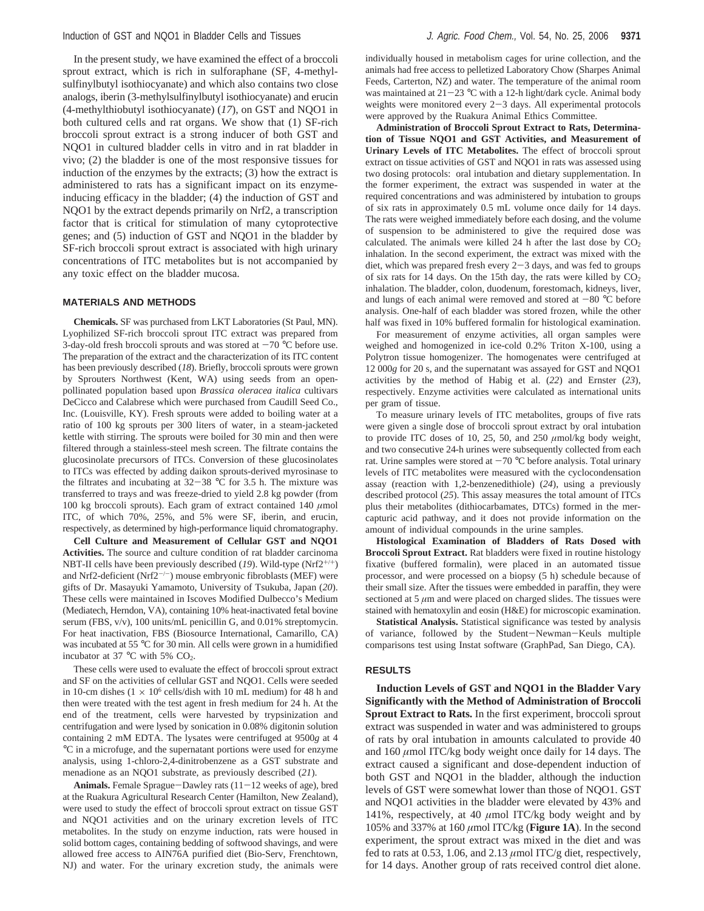In the present study, we have examined the effect of a broccoli sprout extract, which is rich in sulforaphane (SF, 4-methylsulfinylbutyl isothiocyanate) and which also contains two close analogs, iberin (3-methylsulfinylbutyl isothiocyanate) and erucin (4-methylthiobutyl isothiocyanate) (*17*), on GST and NQO1 in both cultured cells and rat organs. We show that (1) SF-rich broccoli sprout extract is a strong inducer of both GST and NQO1 in cultured bladder cells in vitro and in rat bladder in vivo; (2) the bladder is one of the most responsive tissues for induction of the enzymes by the extracts; (3) how the extract is administered to rats has a significant impact on its enzyme-inducing efficacy in the bladder; (4) the induction of GST and NQO1 by the extract depends primarily on Nrf2, a transcription factor that is critical for stimulation of many cytoprotective genes; and (5) induction of GST and NQO1 in the bladder by SF-rich broccoli sprout extract is associated with high urinary concentrations of ITC metabolites but is not accompanied by any toxic effect on the bladder mucosa.

## MATERIALS AND METHODS

**Chemicals.** SF was purchased from LKT Laboratories (St Paul, MN). Lyophilized SF-rich broccoli sprout ITC extract was prepared from 3-day-old fresh broccoli sprouts and was stored at −70 °C before use. The preparation of the extract and the characterization of its ITC content has been previously described (*18*). Briefly, broccoli sprouts were grown by Sprouters Northwest (Kent, WA) using seeds from an open-pollinated population based upon *Brassica oleracea italica* cultivars DeCicco and Calabrese which were purchased from Caudill Seed Co., Inc. (Louisville, KY). Fresh sprouts were added to boiling water at a ratio of 100 kg sprouts per 300 liters of water, in a steam-jacketed kettle with stirring. The sprouts were boiled for 30 min and then were filtered through a stainless-steel mesh screen. The filtrate contains the glucosinolate precursors of ITCs. Conversion of these glucosinolates to ITCs was effected by adding daikon sprouts-derived myrosinase to the filtrates and incubating at 32−38 °C for 3.5 h. The mixture was transferred to trays and was freeze-dried to yield 2.8 kg powder (from 100 kg broccoli sprouts). Each gram of extract contained 140 $\mu$mol ITC, of which 70%, 25%, and 5% were SF, iberin, and erucin, respectively, as determined by high-performance liquid chromatography.

**Cell Culture and Measurement of Cellular GST and NQO1 Activities.** The source and culture condition of rat bladder carcinoma NBT-II cells have been previously described (*19*). Wild-type ($Nrf2^{+/+}$) and Nrf2-deficient ($Nrf2^{-/-}$) mouse embryonic fibroblasts (MEF) were gifts of Dr. Masayuki Yamamoto, University of Tsukuba, Japan (*20*). These cells were maintained in Iscoves Modified Dulbecco's Medium (Mediatech, Herndon, VA), containing 10% heat-inactivated fetal bovine serum (FBS, v/v), 100 units/mL penicillin G, and 0.01% streptomycin. For heat inactivation, FBS (Biosource International, Camarillo, CA) was incubated at 55 °C for 30 min. All cells were grown in a humidified incubator at 37 °C with 5% $CO_2$.

These cells were used to evaluate the effect of broccoli sprout extract and SF on the activities of cellular GST and NQO1. Cells were seeded in 10-cm dishes ($1 \times 10^6$ cells/dish with 10 mL medium) for 48 h and then were treated with the test agent in fresh medium for 24 h. At the end of the treatment, cells were harvested by trypsinization and centrifugation and were lysed by sonication in 0.08% digitonin solution containing 2 mM EDTA. The lysates were centrifuged at 9500*g* at 4 °C in a microfuge, and the supernatant portions were used for enzyme analysis, using 1-chloro-2,4-dinitrobenzene as a GST substrate and menadione as an NQO1 substrate, as previously described (*21*).

**Animals.** Female Sprague−Dawley rats (11−12 weeks of age), bred at the Ruakura Agricultural Research Center (Hamilton, New Zealand), were used to study the effect of broccoli sprout extract on tissue GST and NQO1 activities and on the urinary excretion levels of ITC metabolites. In the study on enzyme induction, rats were housed in solid bottom cages, containing bedding of softwood shavings, and were allowed free access to AIN76A purified diet (Bio-Serv, Frenchtown, NJ) and water. For the urinary excretion study, the animals were individually housed in metabolism cages for urine collection, and the animals had free access to pelletized Laboratory Chow (Sharpes Animal Feeds, Carterton, NZ) and water. The temperature of the animal room was maintained at 21−23 °C with a 12-h light/dark cycle. Animal body weights were monitored every 2−3 days. All experimental protocols were approved by the Ruakura Animal Ethics Committee.

**Administration of Broccoli Sprout Extract to Rats, Determination of Tissue NQO1 and GST Activities, and Measurement of Urinary Levels of ITC Metabolites.** The effect of broccoli sprout extract on tissue activities of GST and NQO1 in rats was assessed using two dosing protocols: oral intubation and dietary supplementation. In the former experiment, the extract was suspended in water at the required concentrations and was administered by intubation to groups of six rats in approximately 0.5 mL volume once daily for 14 days. The rats were weighed immediately before each dosing, and the volume of suspension to be administered to give the required dose was calculated. The animals were killed 24 h after the last dose by $CO_2$ inhalation. In the second experiment, the extract was mixed with the diet, which was prepared fresh every 2−3 days, and was fed to groups of six rats for 14 days. On the 15th day, the rats were killed by $CO_2$ inhalation. The bladder, colon, duodenum, forestomach, kidneys, liver, and lungs of each animal were removed and stored at −80 °C before analysis. One-half of each bladder was stored frozen, while the other half was fixed in 10% buffered formalin for histological examination.

For measurement of enzyme activities, all organ samples were weighed and homogenized in ice-cold 0.2% Triton X-100, using a Polytron tissue homogenizer. The homogenates were centrifuged at 12 000*g* for 20 s, and the supernatant was assayed for GST and NQO1 activities by the method of Habig et al. (*22*) and Ernster (*23*), respectively. Enzyme activities were calculated as international units per gram of tissue.

To measure urinary levels of ITC metabolites, groups of five rats were given a single dose of broccoli sprout extract by oral intubation to provide ITC doses of 10, 25, 50, and 250 $\mu$mol/kg body weight, and two consecutive 24-h urines were subsequently collected from each rat. Urine samples were stored at −70 °C before analysis. Total urinary levels of ITC metabolites were measured with the cyclocondensation assay (reaction with 1,2-benzenedithiole) (*24*), using a previously described protocol (*25*). This assay measures the total amount of ITCs plus their metabolites (dithiocarbamates, DTCs) formed in the mercapturic acid pathway, and it does not provide information on the amount of individual compounds in the urine samples.

**Histological Examination of Bladders of Rats Dosed with Broccoli Sprout Extract.** Rat bladders were fixed in routine histology fixative (buffered formalin), were placed in an automated tissue processor, and were processed on a biopsy (5 h) schedule because of their small size. After the tissues were embedded in paraffin, they were sectioned at 5 $\mu$m and were placed on charged slides. The tissues were stained with hematoxylin and eosin (H&E) for microscopic examination.

**Statistical Analysis.** Statistical significance was tested by analysis of variance, followed by the Student−Newman−Keuls multiple comparisons test using Instat software (GraphPad, San Diego, CA).

## RESULTS

**Induction Levels of GST and NQO1 in the Bladder Vary Significantly with the Method of Administration of Broccoli Sprout Extract to Rats.** In the first experiment, broccoli sprout extract was suspended in water and was administered to groups of rats by oral intubation in amounts calculated to provide 40 and 160 $\mu$mol ITC/kg body weight once daily for 14 days. The extract caused a significant and dose-dependent induction of both GST and NQO1 in the bladder, although the induction levels of GST were somewhat lower than those of NQO1. GST and NQO1 activities in the bladder were elevated by 43% and 141%, respectively, at 40 $\mu$mol ITC/kg body weight and by 105% and 337% at 160 $\mu$mol ITC/kg (**Figure 1A**). In the second experiment, the sprout extract was mixed in the diet and was fed to rats at 0.53, 1.06, and 2.13 $\mu$mol ITC/g diet, respectively, for 14 days. Another group of rats received control diet alone.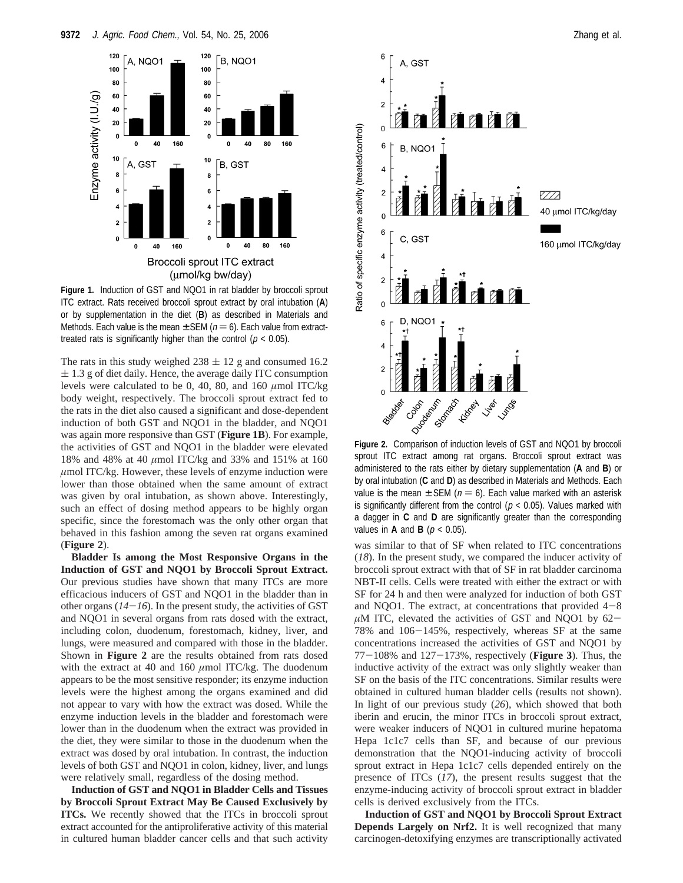**Figure 1.** Induction of GST and NQO1 in rat bladder by broccoli sprout ITC extract. Rats received broccoli sprout extract by oral intubation (**A**) or by supplementation in the diet (**B**) as described in Materials and Methods. Each value is the mean ± SEM ($n = 6$). Each value from extract-treated rats is significantly higher than the control ($p < 0.05$).

The rats in this study weighed 238 ± 12 g and consumed 16.2 ± 1.3 g of diet daily. Hence, the average daily ITC consumption levels were calculated to be 0, 40, 80, and 160 μmol ITC/kg body weight, respectively. The broccoli sprout extract fed to the rats in the diet also caused a significant and dose-dependent induction of both GST and NQO1 in the bladder, and NQO1 was again more responsive than GST (**Figure 1B**). For example, the activities of GST and NQO1 in the bladder were elevated 18% and 48% at 40 μmol ITC/kg and 33% and 151% at 160 μmol ITC/kg. However, these levels of enzyme induction were lower than those obtained when the same amount of extract was given by oral intubation, as shown above. Interestingly, such an effect of dosing method appears to be highly organ specific, since the forestomach was the only other organ that behaved in this fashion among the seven rat organs examined (**Figure 2**).

**Bladder Is among the Most Responsive Organs in the Induction of GST and NQO1 by Broccoli Sprout Extract.** Our previous studies have shown that many ITCs are more efficacious inducers of GST and NQO1 in the bladder than in other organs (*14*−*16*). In the present study, the activities of GST and NQO1 in several organs from rats dosed with the extract, including colon, duodenum, forestomach, kidney, liver, and lungs, were measured and compared with those in the bladder. Shown in **Figure 2** are the results obtained from rats dosed with the extract at 40 and 160 μmol ITC/kg. The duodenum appears to be the most sensitive responder; its enzyme induction levels were the highest among the organs examined and did not appear to vary with how the extract was dosed. While the enzyme induction levels in the bladder and forestomach were lower than in the duodenum when the extract was provided in the diet, they were similar to those in the duodenum when the extract was dosed by oral intubation. In contrast, the induction levels of both GST and NQO1 in colon, kidney, liver, and lungs were relatively small, regardless of the dosing method.

**Induction of GST and NQO1 in Bladder Cells and Tissues by Broccoli Sprout Extract May Be Caused Exclusively by ITCs.** We recently showed that the ITCs in broccoli sprout extract accounted for the antiproliferative activity of this material in cultured human bladder cancer cells and that such activity was similar to that of SF when related to ITC concentrations (*18*). In the present study, we compared the inducer activity of broccoli sprout extract with that of SF in rat bladder carcinoma NBT-II cells. Cells were treated with either the extract or with SF for 24 h and then were analyzed for induction of both GST and NQO1. The extract, at concentrations that provided 4−8 μM ITC, elevated the activities of GST and NQO1 by 62−78% and 106−145%, respectively, whereas SF at the same concentrations increased the activities of GST and NQO1 by 77−108% and 127−173%, respectively (**Figure 3**). Thus, the inductive activity of the extract was only slightly weaker than SF on the basis of the ITC concentrations. Similar results were obtained in cultured human bladder cells (results not shown). In light of our previous study (*26*), which showed that both iberin and erucin, the minor ITCs in broccoli sprout extract, were weaker inducers of NQO1 in cultured murine hepatoma Hepa 1c1c7 cells than SF, and because of our previous demonstration that the NQO1-inducing activity of broccoli sprout extract in Hepa 1c1c7 cells depended entirely on the presence of ITCs (*17*), the present results suggest that the enzyme-inducing activity of broccoli sprout extract in bladder cells is derived exclusively from the ITCs.

**Figure 2.** Comparison of induction levels of GST and NQO1 by broccoli sprout ITC extract among rat organs. Broccoli sprout extract was administered to the rats either by dietary supplementation (**A** and **B**) or by oral intubation (**C** and **D**) as described in Materials and Methods. Each value is the mean ± SEM ($n = 6$). Each value marked with an asterisk is significantly different from the control ($p < 0.05$). Values marked with a dagger in **C** and **D** are significantly greater than the corresponding values in **A** and **B** ($p < 0.05$).

**Induction of GST and NQO1 by Broccoli Sprout Extract Depends Largely on Nrf2.** It is well recognized that many carcinogen-detoxifying enzymes are transcriptionally activated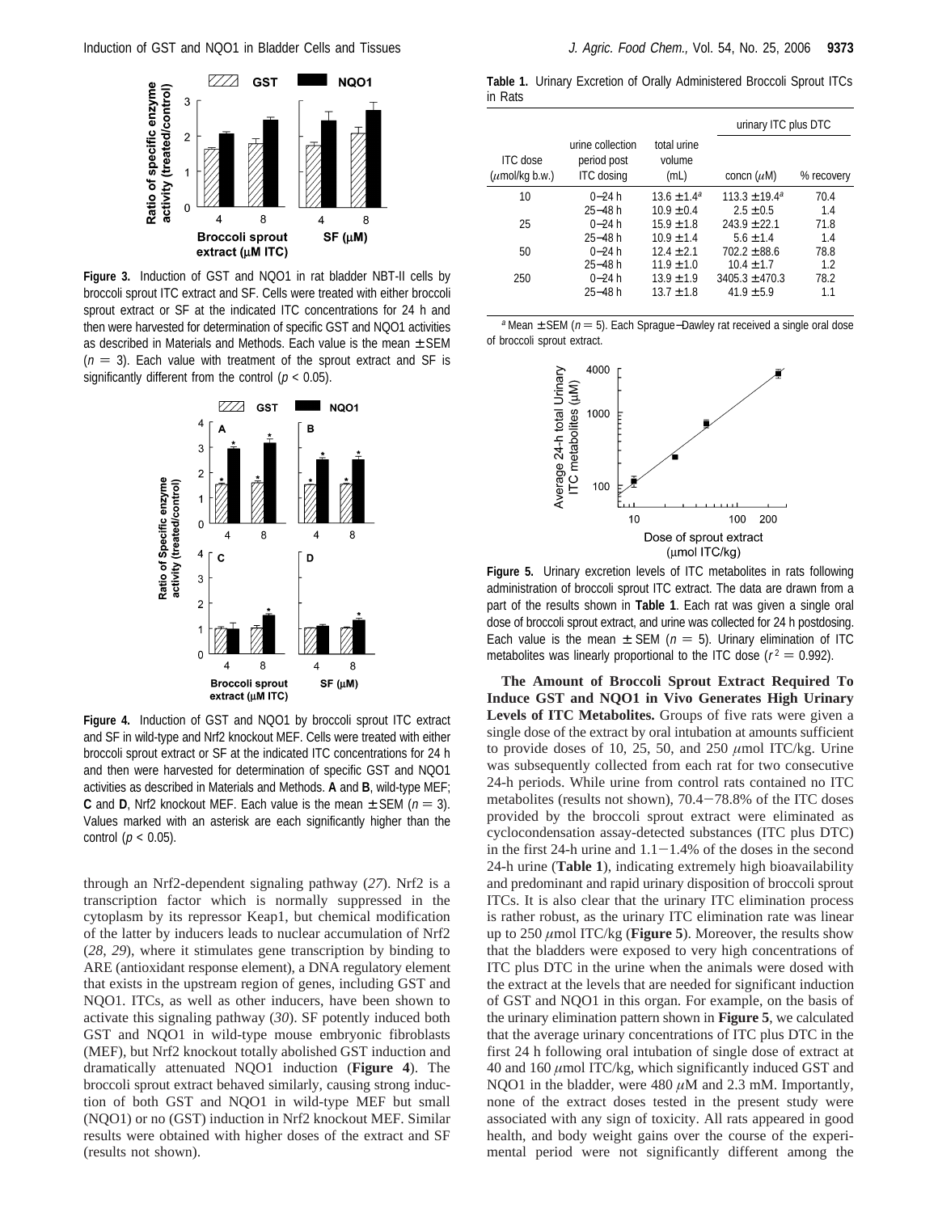**Figure 3.** Induction of GST and NQO1 in rat bladder NBT-II cells by broccoli sprout ITC extract and SF. Cells were treated with either broccoli sprout extract or SF at the indicated ITC concentrations for 24 h and then were harvested for determination of specific GST and NQO1 activities as described in Materials and Methods. Each value is the mean ± SEM ($n = 3$). Each value with treatment of the sprout extract and SF is significantly different from the control ($p < 0.05$).

**Figure 4.** Induction of GST and NQO1 by broccoli sprout ITC extract and SF in wild-type and Nrf2 knockout MEF. Cells were treated with either broccoli sprout extract or SF at the indicated ITC concentrations for 24 h and then were harvested for determination of specific GST and NQO1 activities as described in Materials and Methods. **A** and **B**, wild-type MEF; **C** and **D**, Nrf2 knockout MEF. Each value is the mean ± SEM ($n = 3$). Values marked with an asterisk are each significantly higher than the control ($p < 0.05$).

through an Nrf2-dependent signaling pathway (*27*). Nrf2 is a transcription factor which is normally suppressed in the cytoplasm by its repressor Keap1, but chemical modification of the latter by inducers leads to nuclear accumulation of Nrf2 (*28*, *29*), where it stimulates gene transcription by binding to ARE (antioxidant response element), a DNA regulatory element that exists in the upstream region of genes, including GST and NQO1. ITCs, as well as other inducers, have been shown to activate this signaling pathway (*30*). SF potently induced both GST and NQO1 in wild-type mouse embryonic fibroblasts (MEF), but Nrf2 knockout totally abolished GST induction and dramatically attenuated NQO1 induction (**Figure 4**). The broccoli sprout extract behaved similarly, causing strong induction of both GST and NQO1 in wild-type MEF but small (NQO1) or no (GST) induction in Nrf2 knockout MEF. Similar results were obtained with higher doses of the extract and SF (results not shown).

**Table 1.** Urinary Excretion of Orally Administered Broccoli Sprout ITCs in Rats

| ITC dose ($\mu$mol/kg b.w.) | urine collection period post ITC dosing | total urine volume (mL) | urinary ITC plus DTC concn ($\mu$M) | urinary ITC plus DTC % recovery |
|---|---|---|---|---|
| 10 | 0–24 h | 13.6 ± 1.4[a] | 113.3 ± 19.4[a] | 70.4 |
| | 25–48 h | 10.9 ± 0.4 | 2.5 ± 0.5 | 1.4 |
| 25 | 0–24 h | 15.9 ± 1.8 | 243.9 ± 22.1 | 71.8 |
| | 25–48 h | 10.9 ± 1.4 | 5.6 ± 1.4 | 1.4 |
| 50 | 0–24 h | 12.4 ± 2.1 | 702.2 ± 88.6 | 78.8 |
| | 25–48 h | 11.9 ± 1.0 | 10.4 ± 1.7 | 1.2 |
| 250 | 0–24 h | 13.9 ± 1.9 | 3405.3 ± 470.3 | 78.2 |
| | 25–48 h | 13.7 ± 1.8 | 41.9 ± 5.9 | 1.1 |

[a] Mean ± SEM ($n = 5$). Each Sprague–Dawley rat received a single oral dose of broccoli sprout extract.

**Figure 5.** Urinary excretion levels of ITC metabolites in rats following administration of broccoli sprout ITC extract. The data are drawn from a part of the results shown in **Table 1**. Each rat was given a single oral dose of broccoli sprout extract, and urine was collected for 24 h postdosing. Each value is the mean ± SEM ($n = 5$). Urinary elimination of ITC metabolites was linearly proportional to the ITC dose ($r^2 = 0.992$).

**The Amount of Broccoli Sprout Extract Required To Induce GST and NQO1 in Vivo Generates High Urinary Levels of ITC Metabolites.** Groups of five rats were given a single dose of the extract by oral intubation at amounts sufficient to provide doses of 10, 25, 50, and 250 $\mu$mol ITC/kg. Urine was subsequently collected from each rat for two consecutive 24-h periods. While urine from control rats contained no ITC metabolites (results not shown), 70.4–78.8% of the ITC doses provided by the broccoli sprout extract were eliminated as cyclocondensation assay-detected substances (ITC plus DTC) in the first 24-h urine and 1.1–1.4% of the doses in the second 24-h urine (**Table 1**), indicating extremely high bioavailability and predominant and rapid urinary disposition of broccoli sprout ITCs. It is also clear that the urinary ITC elimination process is rather robust, as the urinary ITC elimination rate was linear up to 250 $\mu$mol ITC/kg (**Figure 5**). Moreover, the results show that the bladders were exposed to very high concentrations of ITC plus DTC in the urine when the animals were dosed with the extract at the levels that are needed for significant induction of GST and NQO1 in this organ. For example, on the basis of the urinary elimination pattern shown in **Figure 5**, we calculated that the average urinary concentrations of ITC plus DTC in the first 24 h following oral intubation of single dose of extract at 40 and 160 $\mu$mol ITC/kg, which significantly induced GST and NQO1 in the bladder, were 480 $\mu$M and 2.3 mM. Importantly, none of the extract doses tested in the present study were associated with any sign of toxicity. All rats appeared in good health, and body weight gains over the course of the experimental period were not significantly different among the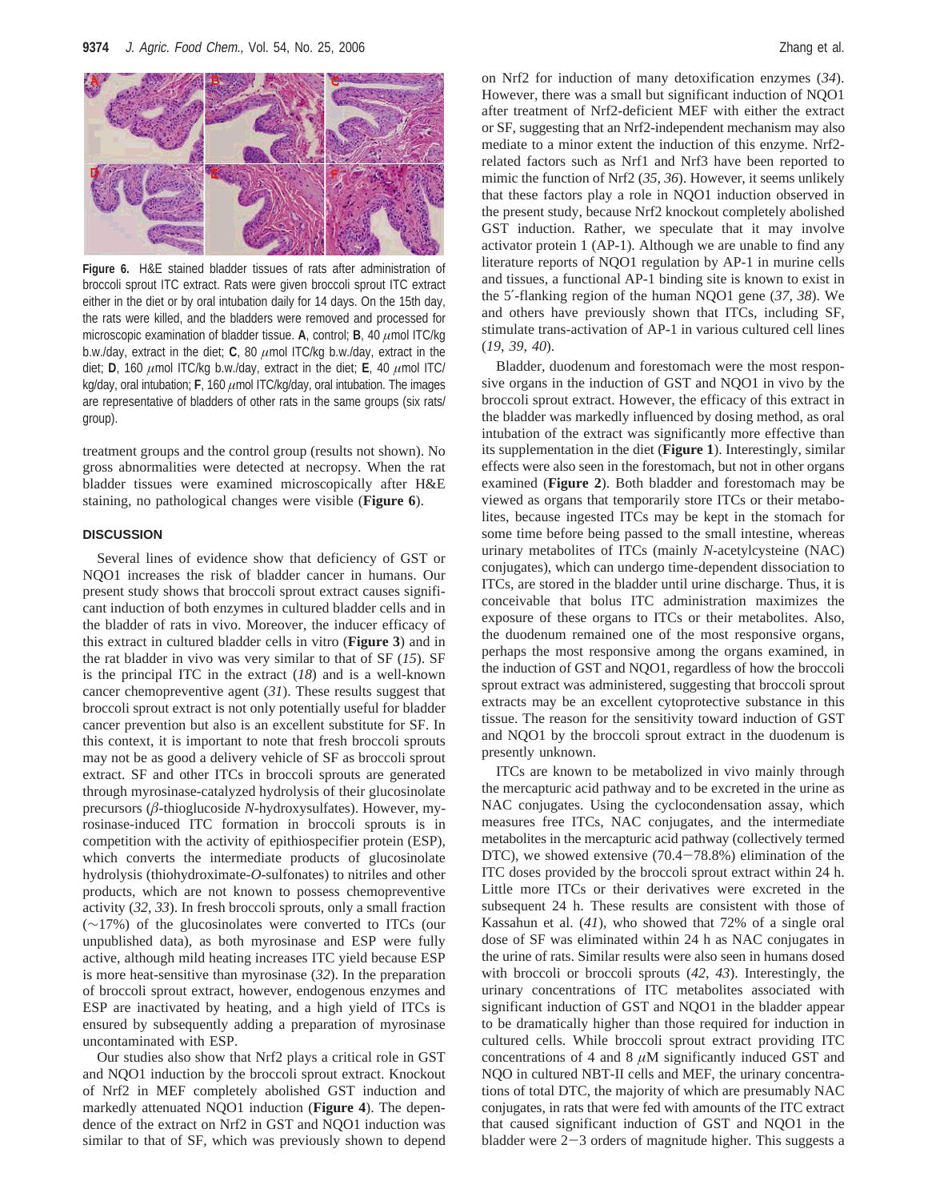**Figure 6.** H&E stained bladder tissues of rats after administration of broccoli sprout ITC extract. Rats were given broccoli sprout ITC extract either in the diet or by oral intubation daily for 14 days. On the 15th day, the rats were killed, and the bladders were removed and processed for microscopic examination of bladder tissue. **A**, control; **B**, 40 $\mu$mol ITC/kg b.w./day, extract in the diet; **C**, 80 $\mu$mol ITC/kg b.w./day, extract in the diet; **D**, 160 $\mu$mol ITC/kg b.w./day, extract in the diet; **E**, 40 $\mu$mol ITC/kg/day, oral intubation; **F**, 160 $\mu$mol ITC/kg/day, oral intubation. The images are representative of bladders of other rats in the same groups (six rats/group).

treatment groups and the control group (results not shown). No gross abnormalities were detected at necropsy. When the rat bladder tissues were examined microscopically after H&E staining, no pathological changes were visible (**Figure 6**).

## DISCUSSION

Several lines of evidence show that deficiency of GST or NQO1 increases the risk of bladder cancer in humans. Our present study shows that broccoli sprout extract causes significant induction of both enzymes in cultured bladder cells and in the bladder of rats in vivo. Moreover, the inducer efficacy of this extract in cultured bladder cells in vitro (**Figure 3**) and in the rat bladder in vivo was very similar to that of SF (*15*). SF is the principal ITC in the extract (*18*) and is a well-known cancer chemopreventive agent (*31*). These results suggest that broccoli sprout extract is not only potentially useful for bladder cancer prevention but also is an excellent substitute for SF. In this context, it is important to note that fresh broccoli sprouts may not be as good a delivery vehicle of SF as broccoli sprout extract. SF and other ITCs in broccoli sprouts are generated through myrosinase-catalyzed hydrolysis of their glucosinolate precursors ($\beta$-thioglucoside *N*-hydroxysulfates). However, myrosinase-induced ITC formation in broccoli sprouts is in competition with the activity of epithiospecifier protein (ESP), which converts the intermediate products of glucosinolate hydrolysis (thiohydroximate-*O*-sulfonates) to nitriles and other products, which are not known to possess chemopreventive activity (*32*, *33*). In fresh broccoli sprouts, only a small fraction (~17%) of the glucosinolates were converted to ITCs (our unpublished data), as both myrosinase and ESP were fully active, although mild heating increases ITC yield because ESP is more heat-sensitive than myrosinase (*32*). In the preparation of broccoli sprout extract, however, endogenous enzymes and ESP are inactivated by heating, and a high yield of ITCs is ensured by subsequently adding a preparation of myrosinase uncontaminated with ESP.

Our studies also show that Nrf2 plays a critical role in GST and NQO1 induction by the broccoli sprout extract. Knockout of Nrf2 in MEF completely abolished GST induction and markedly attenuated NQO1 induction (**Figure 4**). The dependence of the extract on Nrf2 in GST and NQO1 induction was similar to that of SF, which was previously shown to depend on Nrf2 for induction of many detoxification enzymes (*34*). However, there was a small but significant induction of NQO1 after treatment of Nrf2-deficient MEF with either the extract or SF, suggesting that an Nrf2-independent mechanism may also mediate to a minor extent the induction of this enzyme. Nrf2-related factors such as Nrf1 and Nrf3 have been reported to mimic the function of Nrf2 (*35*, *36*). However, it seems unlikely that these factors play a role in NQO1 induction observed in the present study, because Nrf2 knockout completely abolished GST induction. Rather, we speculate that it may involve activator protein 1 (AP-1). Although we are unable to find any literature reports of NQO1 regulation by AP-1 in murine cells and tissues, a functional AP-1 binding site is known to exist in the 5′-flanking region of the human NQO1 gene (*37*, *38*). We and others have previously shown that ITCs, including SF, stimulate trans-activation of AP-1 in various cultured cell lines (*19*, *39*, *40*).

Bladder, duodenum and forestomach were the most responsive organs in the induction of GST and NQO1 in vivo by the broccoli sprout extract. However, the efficacy of this extract in the bladder was markedly influenced by dosing method, as oral intubation of the extract was significantly more effective than its supplementation in the diet (**Figure 1**). Interestingly, similar effects were also seen in the forestomach, but not in other organs examined (**Figure 2**). Both bladder and forestomach may be viewed as organs that temporarily store ITCs or their metabolites, because ingested ITCs may be kept in the stomach for some time before being passed to the small intestine, whereas urinary metabolites of ITCs (mainly *N*-acetylcysteine (NAC) conjugates), which can undergo time-dependent dissociation to ITCs, are stored in the bladder until urine discharge. Thus, it is conceivable that bolus ITC administration maximizes the exposure of these organs to ITCs or their metabolites. Also, the duodenum remained one of the most responsive organs, perhaps the most responsive among the organs examined, in the induction of GST and NQO1, regardless of how the broccoli sprout extract was administered, suggesting that broccoli sprout extracts may be an excellent cytoprotective substance in this tissue. The reason for the sensitivity toward induction of GST and NQO1 by the broccoli sprout extract in the duodenum is presently unknown.

ITCs are known to be metabolized in vivo mainly through the mercapturic acid pathway and to be excreted in the urine as NAC conjugates. Using the cyclocondensation assay, which measures free ITCs, NAC conjugates, and the intermediate metabolites in the mercapturic acid pathway (collectively termed DTC), we showed extensive (70.4−78.8%) elimination of the ITC doses provided by the broccoli sprout extract within 24 h. Little more ITCs or their derivatives were excreted in the subsequent 24 h. These results are consistent with those of Kassahun et al. (*41*), who showed that 72% of a single oral dose of SF was eliminated within 24 h as NAC conjugates in the urine of rats. Similar results were also seen in humans dosed with broccoli or broccoli sprouts (*42*, *43*). Interestingly, the urinary concentrations of ITC metabolites associated with significant induction of GST and NQO1 in the bladder appear to be dramatically higher than those required for induction in cultured cells. While broccoli sprout extract providing ITC concentrations of 4 and 8 $\mu$M significantly induced GST and NQO in cultured NBT-II cells and MEF, the urinary concentrations of total DTC, the majority of which are presumably NAC conjugates, in rats that were fed with amounts of the ITC extract that caused significant induction of GST and NQO1 in the bladder were 2−3 orders of magnitude higher. This suggests a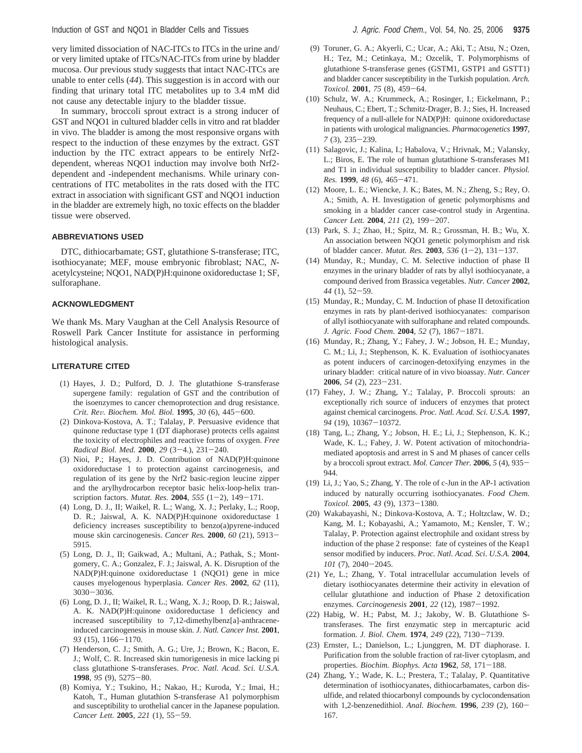very limited dissociation of NAC-ITCs to ITCs in the urine and/or very limited uptake of ITCs/NAC-ITCs from urine by bladder mucosa. Our previous study suggests that intact NAC-ITCs are unable to enter cells (*44*). This suggestion is in accord with our finding that urinary total ITC metabolites up to 3.4 mM did not cause any detectable injury to the bladder tissue.

In summary, broccoli sprout extract is a strong inducer of GST and NQO1 in cultured bladder cells in vitro and rat bladder in vivo. The bladder is among the most responsive organs with respect to the induction of these enzymes by the extract. GST induction by the ITC extract appears to be entirely Nrf2-dependent, whereas NQO1 induction may involve both Nrf2-dependent and -independent mechanisms. While urinary concentrations of ITC metabolites in the rats dosed with the ITC extract in association with significant GST and NQO1 induction in the bladder are extremely high, no toxic effects on the bladder tissue were observed.

## ABBREVIATIONS USED

DTC, dithiocarbamate; GST, glutathione S-transferase; ITC, isothiocyanate; MEF, mouse embryonic fibroblast; NAC, *N*-acetylcysteine; NQO1, NAD(P)H:quinone oxidoreductase 1; SF, sulforaphane.

## ACKNOWLEDGMENT

We thank Ms. Mary Vaughan at the Cell Analysis Resource of Roswell Park Cancer Institute for assistance in performing histological analysis.

## LITERATURE CITED

(1) Hayes, J. D.; Pulford, D. J. The glutathione S-transferase supergene family: regulation of GST and the contribution of the isoenzymes to cancer chemoprotection and drug resistance. *Crit. Rev. Biochem. Mol. Biol.* **1995**, *30* (6), 445–600.

(2) Dinkova-Kostova, A. T.; Talalay, P. Persuasive evidence that quinone reductase type 1 (DT diaphorase) protects cells against the toxicity of electrophiles and reactive forms of oxygen. *Free Radical Biol. Med.* **2000**, *29* (3–4.), 231–240.

(3) Nioi, P.; Hayes, J. D. Contribution of NAD(P)H:quinone oxidoreductase 1 to protection against carcinogenesis, and regulation of its gene by the Nrf2 basic-region leucine zipper and the arylhydrocarbon receptor basic helix-loop-helix transcription factors. *Mutat. Res.* **2004**, *555* (1–2), 149–171.

(4) Long, D. J., II; Waikel, R. L.; Wang, X. J.; Perlaky, L.; Roop, D. R.; Jaiswal, A. K. NAD(P)H:quinone oxidoreductase 1 deficiency increases susceptibility to benzo(a)pyrene-induced mouse skin carcinogenesis. *Cancer Res.* **2000**, *60* (21), 5913–5915.

(5) Long, D. J., II; Gaikwad, A.; Multani, A.; Pathak, S.; Montgomery, C. A.; Gonzalez, F. J.; Jaiswal, A. K. Disruption of the NAD(P)H:quinone oxidoreductase 1 (NQO1) gene in mice causes myelogenous hyperplasia. *Cancer Res.* **2002**, *62* (11), 3030–3036.

(6) Long, D. J., II; Waikel, R. L.; Wang, X. J.; Roop, D. R.; Jaiswal, A. K. NAD(P)H:quinone oxidoreductase 1 deficiency and increased susceptibility to 7,12-dimethylbenz[a]-anthracene-induced carcinogenesis in mouse skin. *J. Natl. Cancer Inst.* **2001**, *93* (15), 1166–1170.

(7) Henderson, C. J.; Smith, A. G.; Ure, J.; Brown, K.; Bacon, E. J.; Wolf, C. R. Increased skin tumorigenesis in mice lacking pi class glutathione S-transferases. *Proc. Natl. Acad. Sci. U.S.A.* **1998**, *95* (9), 5275–80.

(8) Komiya, Y.; Tsukino, H.; Nakao, H.; Kuroda, Y.; Imai, H.; Katoh, T., Human glutathion S-transferase A1 polymorphism and susceptibility to urothelial cancer in the Japanese population. *Cancer Lett.* **2005**, *221* (1), 55–59.

(9) Toruner, G. A.; Akyerli, C.; Ucar, A.; Aki, T.; Atsu, N.; Ozen, H.; Tez, M.; Cetinkaya, M.; Ozcelik, T. Polymorphisms of glutathione S-transferase genes (GSTM1, GSTP1 and GSTT1) and bladder cancer susceptibility in the Turkish population. *Arch. Toxicol.* **2001**, *75* (8), 459–64.

(10) Schulz, W. A.; Krummeck, A.; Rosinger, I.; Eickelmann, P.; Neuhaus, C.; Ebert, T.; Schmitz-Drager, B. J.; Sies, H. Increased frequency of a null-allele for NAD(P)H: quinone oxidoreductase in patients with urological malignancies. *Pharmacogenetics* **1997**, *7* (3), 235–239.

(11) Salagovic, J.; Kalina, I.; Habalova, V.; Hrivnak, M.; Valansky, L.; Biros, E. The role of human glutathione S-transferases M1 and T1 in individual susceptibility to bladder cancer. *Physiol. Res.* **1999**, *48* (6), 465–471.

(12) Moore, L. E.; Wiencke, J. K.; Bates, M. N.; Zheng, S.; Rey, O. A.; Smith, A. H. Investigation of genetic polymorphisms and smoking in a bladder cancer case-control study in Argentina. *Cancer Lett.* **2004**, *211* (2), 199–207.

(13) Park, S. J.; Zhao, H.; Spitz, M. R.; Grossman, H. B.; Wu, X. An association between NQO1 genetic polymorphism and risk of bladder cancer. *Mutat. Res.* **2003**, *536* (1–2), 131–137.

(14) Munday, R.; Munday, C. M. Selective induction of phase II enzymes in the urinary bladder of rats by allyl isothiocyanate, a compound derived from Brassica vegetables. *Nutr. Cancer* **2002**, *44* (1), 52–59.

(15) Munday, R.; Munday, C. M. Induction of phase II detoxification enzymes in rats by plant-derived isothiocyanates: comparison of allyl isothiocyanate with sulforaphane and related compounds. *J. Agric. Food Chem.* **2004**, *52* (7), 1867–1871.

(16) Munday, R.; Zhang, Y.; Fahey, J. W.; Jobson, H. E.; Munday, C. M.; Li, J.; Stephenson, K. K. Evaluation of isothiocyanates as potent inducers of carcinogen-detoxifying enzymes in the urinary bladder: critical nature of in vivo bioassay. *Nutr. Cancer* **2006**, *54* (2), 223–231.

(17) Fahey, J. W.; Zhang, Y.; Talalay, P. Broccoli sprouts: an exceptionally rich source of inducers of enzymes that protect against chemical carcinogens. *Proc. Natl. Acad. Sci. U.S.A.* **1997**, *94* (19), 10367–10372.

(18) Tang, L.; Zhang, Y.; Jobson, H. E.; Li, J.; Stephenson, K. K.; Wade, K. L.; Fahey, J. W. Potent activation of mitochondria-mediated apoptosis and arrest in S and M phases of cancer cells by a broccoli sprout extract. *Mol. Cancer Ther.* **2006**, *5* (4), 935–944.

(19) Li, J.; Yao, S.; Zhang, Y. The role of c-Jun in the AP-1 activation induced by naturally occurring isothiocyanates. *Food Chem. Toxicol.* **2005**, *43* (9), 1373–1380.

(20) Wakabayashi, N.; Dinkova-Kostova, A. T.; Holtzclaw, W. D.; Kang, M. I.; Kobayashi, A.; Yamamoto, M.; Kensler, T. W.; Talalay, P. Protection against electrophile and oxidant stress by induction of the phase 2 response: fate of cysteines of the Keap1 sensor modified by inducers. *Proc. Natl. Acad. Sci. U.S.A.* **2004**, *101* (7), 2040–2045.

(21) Ye, L.; Zhang, Y. Total intracellular accumulation levels of dietary isothiocyanates determine their activity in elevation of cellular glutathione and induction of Phase 2 detoxification enzymes. *Carcinogenesis* **2001**, *22* (12), 1987–1992.

(22) Habig, W. H.; Pabst, M. J.; Jakoby, W. B. Glutathione S-transferases. The first enzymatic step in mercapturic acid formation. *J. Biol. Chem.* **1974**, *249* (22), 7130–7139.

(23) Ernster, L.; Danielson, L.; Ljunggren, M. DT diaphorase. I. Purification from the soluble fraction of rat-liver cytoplasm, and properties. *Biochim. Biophys. Acta* **1962**, *58*, 171–188.

(24) Zhang, Y.; Wade, K. L.; Prestera, T.; Talalay, P. Quantitative determination of isothiocyanates, dithiocarbamates, carbon disulfide, and related thiocarbonyl compounds by cyclocondensation with 1,2-benzenedithiol. *Anal. Biochem.* **1996**, *239* (2), 160–167.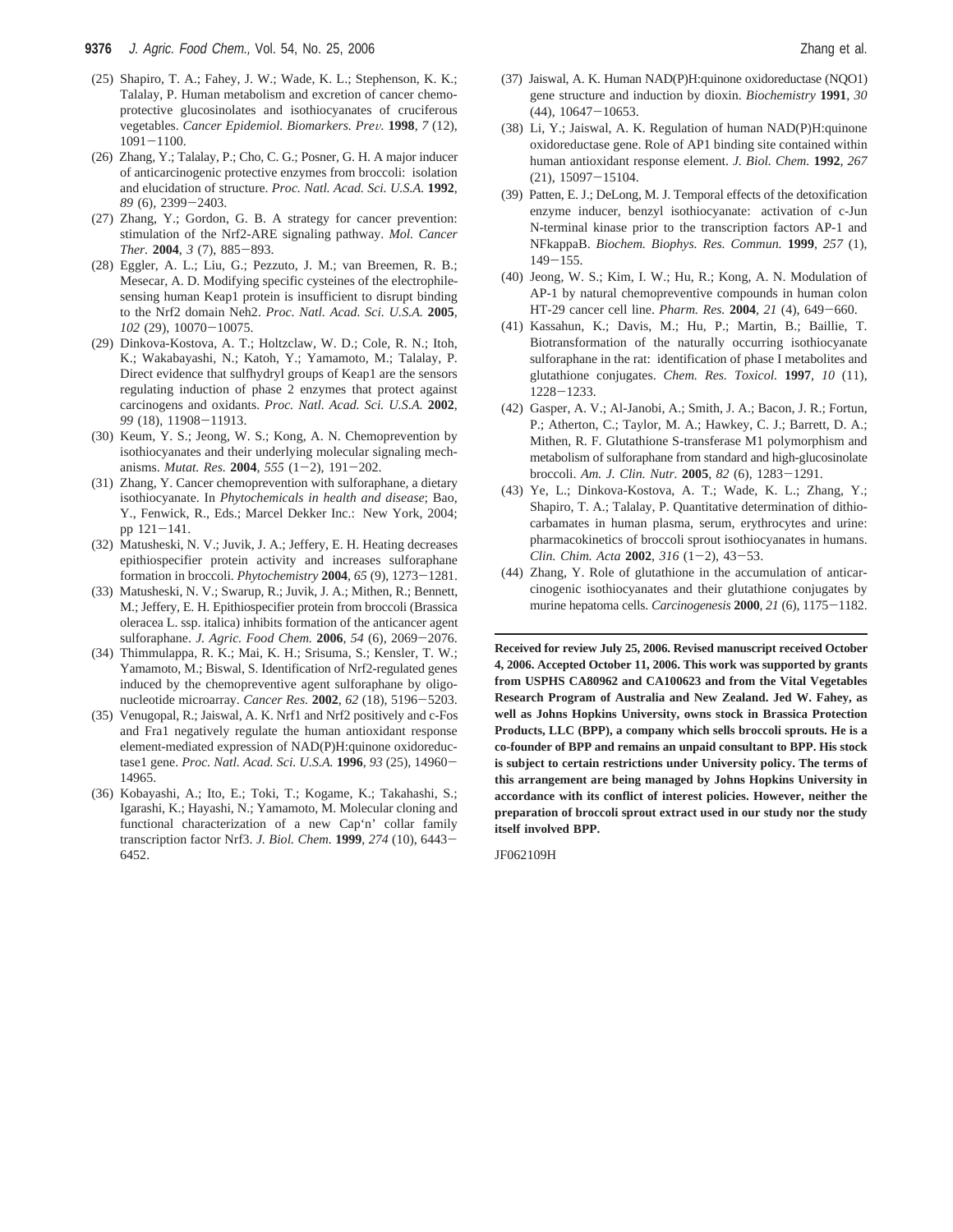(25) Shapiro, T. A.; Fahey, J. W.; Wade, K. L.; Stephenson, K. K.; Talalay, P. Human metabolism and excretion of cancer chemoprotective glucosinolates and isothiocyanates of cruciferous vegetables. *Cancer Epidemiol. Biomarkers. Prev.* **1998**, *7* (12), 1091−1100.

(26) Zhang, Y.; Talalay, P.; Cho, C. G.; Posner, G. H. A major inducer of anticarcinogenic protective enzymes from broccoli: isolation and elucidation of structure. *Proc. Natl. Acad. Sci. U.S.A.* **1992**, *89* (6), 2399−2403.

(27) Zhang, Y.; Gordon, G. B. A strategy for cancer prevention: stimulation of the Nrf2-ARE signaling pathway. *Mol. Cancer Ther.* **2004**, *3* (7), 885−893.

(28) Eggler, A. L.; Liu, G.; Pezzuto, J. M.; van Breemen, R. B.; Mesecar, A. D. Modifying specific cysteines of the electrophile-sensing human Keap1 protein is insufficient to disrupt binding to the Nrf2 domain Neh2. *Proc. Natl. Acad. Sci. U.S.A.* **2005**, *102* (29), 10070−10075.

(29) Dinkova-Kostova, A. T.; Holtzclaw, W. D.; Cole, R. N.; Itoh, K.; Wakabayashi, N.; Katoh, Y.; Yamamoto, M.; Talalay, P. Direct evidence that sulfhydryl groups of Keap1 are the sensors regulating induction of phase 2 enzymes that protect against carcinogens and oxidants. *Proc. Natl. Acad. Sci. U.S.A.* **2002**, *99* (18), 11908−11913.

(30) Keum, Y. S.; Jeong, W. S.; Kong, A. N. Chemoprevention by isothiocyanates and their underlying molecular signaling mechanisms. *Mutat. Res.* **2004**, *555* (1−2), 191−202.

(31) Zhang, Y. Cancer chemoprevention with sulforaphane, a dietary isothiocyanate. In *Phytochemicals in health and disease*; Bao, Y., Fenwick, R., Eds.; Marcel Dekker Inc.: New York, 2004; pp 121−141.

(32) Matusheski, N. V.; Juvik, J. A.; Jeffery, E. H. Heating decreases epithiospecifier protein activity and increases sulforaphane formation in broccoli. *Phytochemistry* **2004**, *65* (9), 1273−1281.

(33) Matusheski, N. V.; Swarup, R.; Juvik, J. A.; Mithen, R.; Bennett, M.; Jeffery, E. H. Epithiospecifier protein from broccoli (Brassica oleracea L. ssp. italica) inhibits formation of the anticancer agent sulforaphane. *J. Agric. Food Chem.* **2006**, *54* (6), 2069−2076.

(34) Thimmulappa, R. K.; Mai, K. H.; Srisuma, S.; Kensler, T. W.; Yamamoto, M.; Biswal, S. Identification of Nrf2-regulated genes induced by the chemopreventive agent sulforaphane by oligonucleotide microarray. *Cancer Res.* **2002**, *62* (18), 5196−5203.

(35) Venugopal, R.; Jaiswal, A. K. Nrf1 and Nrf2 positively and c-Fos and Fra1 negatively regulate the human antioxidant response element-mediated expression of NAD(P)H:quinone oxidoreductase1 gene. *Proc. Natl. Acad. Sci. U.S.A.* **1996**, *93* (25), 14960−14965.

(36) Kobayashi, A.; Ito, E.; Toki, T.; Kogame, K.; Takahashi, S.; Igarashi, K.; Hayashi, N.; Yamamoto, M. Molecular cloning and functional characterization of a new Cap'n' collar family transcription factor Nrf3. *J. Biol. Chem.* **1999**, *274* (10), 6443−6452.

(37) Jaiswal, A. K. Human NAD(P)H:quinone oxidoreductase (NQO1) gene structure and induction by dioxin. *Biochemistry* **1991**, *30* (44), 10647−10653.

(38) Li, Y.; Jaiswal, A. K. Regulation of human NAD(P)H:quinone oxidoreductase gene. Role of AP1 binding site contained within human antioxidant response element. *J. Biol. Chem.* **1992**, *267* (21), 15097−15104.

(39) Patten, E. J.; DeLong, M. J. Temporal effects of the detoxification enzyme inducer, benzyl isothiocyanate: activation of c-Jun N-terminal kinase prior to the transcription factors AP-1 and NFkappaB. *Biochem. Biophys. Res. Commun.* **1999**, *257* (1), 149−155.

(40) Jeong, W. S.; Kim, I. W.; Hu, R.; Kong, A. N. Modulation of AP-1 by natural chemopreventive compounds in human colon HT-29 cancer cell line. *Pharm. Res.* **2004**, *21* (4), 649−660.

(41) Kassahun, K.; Davis, M.; Hu, P.; Martin, B.; Baillie, T. Biotransformation of the naturally occurring isothiocyanate sulforaphane in the rat: identification of phase I metabolites and glutathione conjugates. *Chem. Res. Toxicol.* **1997**, *10* (11), 1228−1233.

(42) Gasper, A. V.; Al-Janobi, A.; Smith, J. A.; Bacon, J. R.; Fortun, P.; Atherton, C.; Taylor, M. A.; Hawkey, C. J.; Barrett, D. A.; Mithen, R. F. Glutathione S-transferase M1 polymorphism and metabolism of sulforaphane from standard and high-glucosinolate broccoli. *Am. J. Clin. Nutr.* **2005**, *82* (6), 1283−1291.

(43) Ye, L.; Dinkova-Kostova, A. T.; Wade, K. L.; Zhang, Y.; Shapiro, T. A.; Talalay, P. Quantitative determination of dithiocarbamates in human plasma, serum, erythrocytes and urine: pharmacokinetics of broccoli sprout isothiocyanates in humans. *Clin. Chim. Acta* **2002**, *316* (1−2), 43−53.

(44) Zhang, Y. Role of glutathione in the accumulation of anticarcinogenic isothiocyanates and their glutathione conjugates by murine hepatoma cells. *Carcinogenesis* **2000**, *21* (6), 1175−1182.

**Received for review July 25, 2006. Revised manuscript received October 4, 2006. Accepted October 11, 2006. This work was supported by grants from USPHS CA80962 and CA100623 and from the Vital Vegetables Research Program of Australia and New Zealand. Jed W. Fahey, as well as Johns Hopkins University, owns stock in Brassica Protection Products, LLC (BPP), a company which sells broccoli sprouts. He is a co-founder of BPP and remains an unpaid consultant to BPP. His stock is subject to certain restrictions under University policy. The terms of this arrangement are being managed by Johns Hopkins University in accordance with its conflict of interest policies. However, neither the preparation of broccoli sprout extract used in our study nor the study itself involved BPP.**

JF062109H